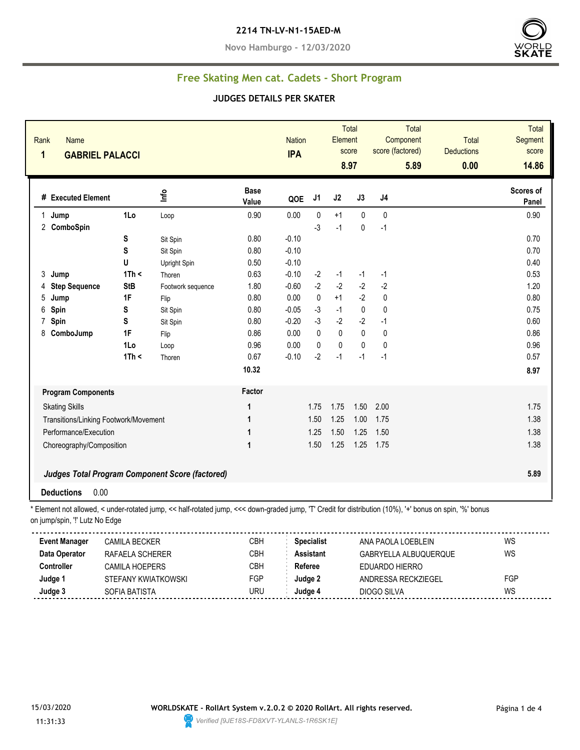**2214 TN-LV-N1-15AED-M**

**Novo Hamburgo - 12/03/2020**

## Free Skating Men cat. Cadets - Short Program

### JUDGES DETAILS PER SKATER

| Rank | Name | Nation | Total Element score | Total Component score (factored) | Total Deductions | Total Segment score |
|---|---|---|---|---|---|---|
| 1 | **GABRIEL PALACCI** | **IPA** | **8.97** | **5.89** | **0.00** | **14.86** |

| # | Executed Element | | Info | Base Value | QOE | J1 | J2 | J3 | J4 | Scores of Panel |
|---|---|---|---|---|---|---|---|---|---|---|
| 1 | **Jump** | **1Lo** | Loop | 0.90 | 0.00 | 0 | +1 | 0 | 0 | 0.90 |
| 2 | **ComboSpin** | | | | | -3 | -1 | 0 | -1 | |
| | | **S** | Sit Spin | 0.80 | -0.10 | | | | | 0.70 |
| | | **S** | Sit Spin | 0.80 | -0.10 | | | | | 0.70 |
| | | **U** | Upright Spin | 0.50 | -0.10 | | | | | 0.40 |
| 3 | **Jump** | **1Th <** | Thoren | 0.63 | -0.10 | -2 | -1 | -1 | -1 | 0.53 |
| 4 | **Step Sequence** | **StB** | Footwork sequence | 1.80 | -0.60 | -2 | -2 | -2 | -2 | 1.20 |
| 5 | **Jump** | **1F** | Flip | 0.80 | 0.00 | 0 | +1 | -2 | 0 | 0.80 |
| 6 | **Spin** | **S** | Sit Spin | 0.80 | -0.05 | -3 | -1 | 0 | 0 | 0.75 |
| 7 | **Spin** | **S** | Sit Spin | 0.80 | -0.20 | -3 | -2 | -2 | -1 | 0.60 |
| 8 | **ComboJump** | **1F** | Flip | 0.86 | 0.00 | 0 | 0 | 0 | 0 | 0.86 |
| | | **1Lo** | Loop | 0.96 | 0.00 | 0 | 0 | 0 | 0 | 0.96 |
| | | **1Th <** | Thoren | 0.67 | -0.10 | -2 | -1 | -1 | -1 | 0.57 |
| | | | | **10.32** | | | | | | **8.97** |

| Program Components | Factor | J1 | J2 | J3 | J4 | |
|---|---|---|---|---|---|---|
| Skating Skills | 1 | 1.75 | 1.75 | 1.50 | 2.00 | 1.75 |
| Transitions/Linking Footwork/Movement | 1 | 1.50 | 1.25 | 1.00 | 1.75 | 1.38 |
| Performance/Execution | 1 | 1.25 | 1.50 | 1.25 | 1.50 | 1.38 |
| Choreography/Composition | 1 | 1.50 | 1.25 | 1.25 | 1.75 | 1.38 |
| ***Judges Total Program Component Score (factored)*** | | | | | | **5.89** |

**Deductions** 0.00

\* Element not allowed, < under-rotated jump, << half-rotated jump, <<< down-graded jump, 'T' Credit for distribution (10%), '+' bonus on spin, '%' bonus on jump/spin, '!' Lutz No Edge

| | | | | | |
|---|---|---|---|---|---|
| **Event Manager** | CAMILA BECKER | CBH | **Specialist** | ANA PAOLA LOEBLEIN | WS |
| **Data Operator** | RAFAELA SCHERER | CBH | **Assistant** | GABRYELLA ALBUQUERQUE | WS |
| **Controller** | CAMILA HOEPERS | CBH | **Referee** | EDUARDO HIERRO | |
| **Judge 1** | STEFANY KWIATKOWSKI | FGP | **Judge 2** | ANDRESSA RECKZIEGEL | FGP |
| **Judge 3** | SOFIA BATISTA | URU | **Judge 4** | DIOGO SILVA | WS |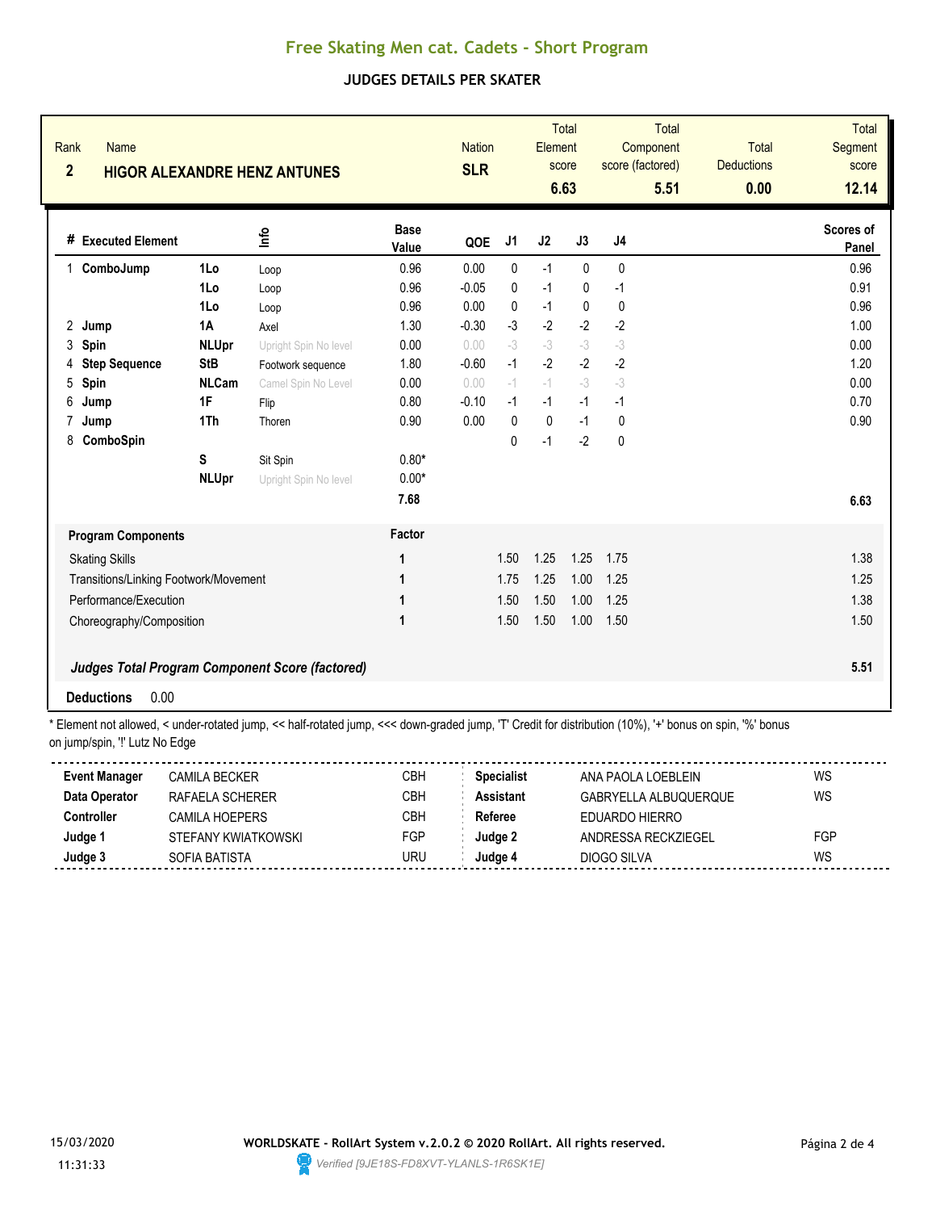# Free Skating Men cat. Cadets - Short Program

## JUDGES DETAILS PER SKATER

| Rank | Name | Nation | Total Element score | Total Component score (factored) | Total Deductions | Total Segment score |
|---|---|---|---|---|---|---|
| 2 | HIGOR ALEXANDRE HENZ ANTUNES | SLR | 6.63 | 5.51 | 0.00 | 12.14 |

| # | Executed Element | | Info | Base Value | QOE | J1 | J2 | J3 | J4 | Scores of Panel |
|---|---|---|---|---|---|---|---|---|---|---|
| 1 | ComboJump | 1Lo | Loop | 0.96 | 0.00 | 0 | -1 | 0 | 0 | 0.96 |
| | | 1Lo | Loop | 0.96 | -0.05 | 0 | -1 | 0 | -1 | 0.91 |
| | | 1Lo | Loop | 0.96 | 0.00 | 0 | -1 | 0 | 0 | 0.96 |
| 2 | Jump | 1A | Axel | 1.30 | -0.30 | -3 | -2 | -2 | -2 | 1.00 |
| 3 | Spin | NLUpr | Upright Spin No level | 0.00 | 0.00 | -3 | -3 | -3 | -3 | 0.00 |
| 4 | Step Sequence | StB | Footwork sequence | 1.80 | -0.60 | -1 | -2 | -2 | -2 | 1.20 |
| 5 | Spin | NLCam | Camel Spin No Level | 0.00 | 0.00 | -1 | -1 | -3 | -3 | 0.00 |
| 6 | Jump | 1F | Flip | 0.80 | -0.10 | -1 | -1 | -1 | -1 | 0.70 |
| 7 | Jump | 1Th | Thoren | 0.90 | 0.00 | 0 | 0 | -1 | 0 | 0.90 |
| 8 | ComboSpin | | | | | 0 | -1 | -2 | 0 | |
| | | S | Sit Spin | 0.80* | | | | | | |
| | | NLUpr | Upright Spin No level | 0.00* | | | | | | |
| | | | | 7.68 | | | | | | 6.63 |

| Program Components | Factor | J1 | J2 | J3 | J4 | Scores of Panel |
|---|---|---|---|---|---|---|
| Skating Skills | 1 | 1.50 | 1.25 | 1.25 | 1.75 | 1.38 |
| Transitions/Linking Footwork/Movement | 1 | 1.75 | 1.25 | 1.00 | 1.25 | 1.25 |
| Performance/Execution | 1 | 1.50 | 1.50 | 1.00 | 1.25 | 1.38 |
| Choreography/Composition | 1 | 1.50 | 1.50 | 1.00 | 1.50 | 1.50 |

***Judges Total Program Component Score (factored)*** **5.51**

**Deductions** 0.00

\* Element not allowed, < under-rotated jump, << half-rotated jump, <<< down-graded jump, 'T' Credit for distribution (10%), '+' bonus on spin, '%' bonus on jump/spin, '!' Lutz No Edge

| | | | | | |
|---|---|---|---|---|---|
| **Event Manager** | CAMILA BECKER | CBH | **Specialist** | ANA PAOLA LOEBLEIN | WS |
| **Data Operator** | RAFAELA SCHERER | CBH | **Assistant** | GABRYELLA ALBUQUERQUE | WS |
| **Controller** | CAMILA HOEPERS | CBH | **Referee** | EDUARDO HIERRO | |
| **Judge 1** | STEFANY KWIATKOWSKI | FGP | **Judge 2** | ANDRESSA RECKZIEGEL | FGP |
| **Judge 3** | SOFIA BATISTA | URU | **Judge 4** | DIOGO SILVA | WS |

15/03/2020 11:31:33

WORLDSKATE - RollArt System v.2.0.2 © 2020 RollArt. All rights reserved.

Verified [9JE18S-FD8XVT-YLANLS-1R6SK1E]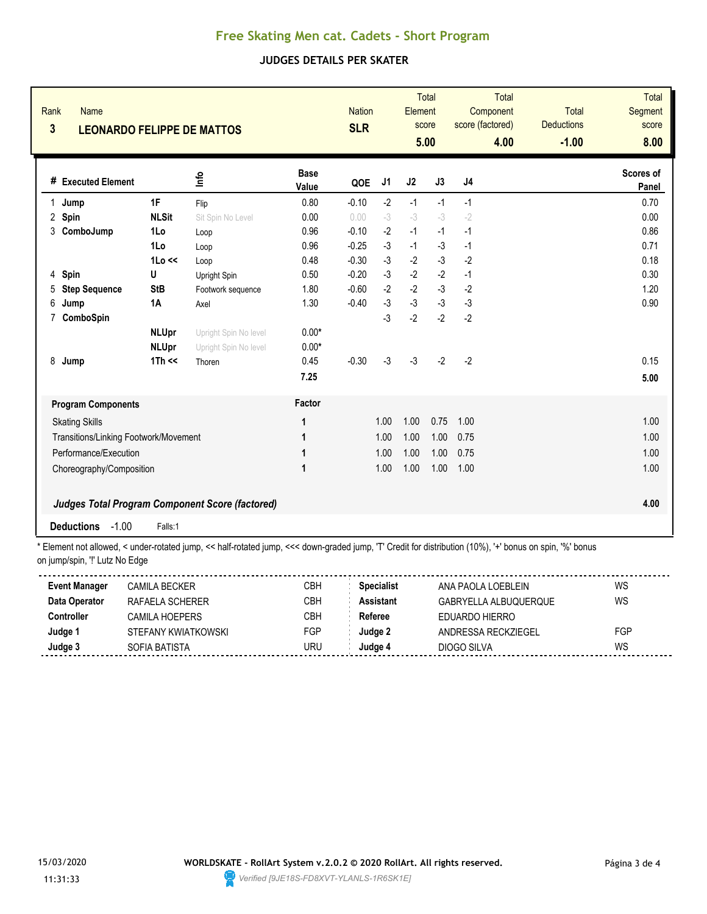# Free Skating Men cat. Cadets - Short Program

## JUDGES DETAILS PER SKATER

| Rank | Name | Nation | Total Element score | Total Component score (factored) | Total Deductions | Total Segment score |
|---|---|---|---|---|---|---|
| 3 | LEONARDO FELIPPE DE MATTOS | SLR | 5.00 | 4.00 | -1.00 | 8.00 |

| # | Executed Element | | Info | Base Value | QOE | J1 | J2 | J3 | J4 | Scores of Panel |
|---|---|---|---|---|---|---|---|---|---|---|
| 1 | Jump | 1F | Flip | 0.80 | -0.10 | -2 | -1 | -1 | -1 | 0.70 |
| 2 | Spin | NLSit | Sit Spin No Level | 0.00 | 0.00 | -3 | -3 | -3 | -2 | 0.00 |
| 3 | ComboJump | 1Lo | Loop | 0.96 | -0.10 | -2 | -1 | -1 | -1 | 0.86 |
| | | 1Lo | Loop | 0.96 | -0.25 | -3 | -1 | -3 | -1 | 0.71 |
| | | 1Lo << | Loop | 0.48 | -0.30 | -3 | -2 | -3 | -2 | 0.18 |
| 4 | Spin | U | Upright Spin | 0.50 | -0.20 | -3 | -2 | -2 | -1 | 0.30 |
| 5 | Step Sequence | StB | Footwork sequence | 1.80 | -0.60 | -2 | -2 | -3 | -2 | 1.20 |
| 6 | Jump | 1A | Axel | 1.30 | -0.40 | -3 | -3 | -3 | -3 | 0.90 |
| 7 | ComboSpin | | | | | -3 | -2 | -2 | -2 | |
| | | NLUpr | Upright Spin No level | 0.00* | | | | | | |
| | | NLUpr | Upright Spin No level | 0.00* | | | | | | |
| 8 | Jump | 1Th << | Thoren | 0.45 | -0.30 | -3 | -3 | -2 | -2 | 0.15 |
| | | | | 7.25 | | | | | | 5.00 |

| Program Components | Factor | J1 | J2 | J3 | J4 | Scores of Panel |
|---|---|---|---|---|---|---|
| Skating Skills | 1 | 1.00 | 1.00 | 0.75 | 1.00 | 1.00 |
| Transitions/Linking Footwork/Movement | 1 | 1.00 | 1.00 | 1.00 | 0.75 | 1.00 |
| Performance/Execution | 1 | 1.00 | 1.00 | 1.00 | 0.75 | 1.00 |
| Choreography/Composition | 1 | 1.00 | 1.00 | 1.00 | 1.00 | 1.00 |
| *Judges Total Program Component Score (factored)* | | | | | | 4.00 |

**Deductions** -1.00 Falls:1

\* Element not allowed, < under-rotated jump, << half-rotated jump, <<< down-graded jump, 'T' Credit for distribution (10%), '+' bonus on spin, '%' bonus on jump/spin, '!' Lutz No Edge

| | | | | | |
|---|---|---|---|---|---|
| **Event Manager** | CAMILA BECKER | CBH | **Specialist** | ANA PAOLA LOEBLEIN | WS |
| **Data Operator** | RAFAELA SCHERER | CBH | **Assistant** | GABRYELLA ALBUQUERQUE | WS |
| **Controller** | CAMILA HOEPERS | CBH | **Referee** | EDUARDO HIERRO | |
| **Judge 1** | STEFANY KWIATKOWSKI | FGP | **Judge 2** | ANDRESSA RECKZIEGEL | FGP |
| **Judge 3** | SOFIA BATISTA | URU | **Judge 4** | DIOGO SILVA | WS |

15/03/2020 11:31:33

WORLDSKATE - RollArt System v.2.0.2 © 2020 RollArt. All rights reserved.

Verified [9JE18S-FD8XVT-YLANLS-1R6SK1E]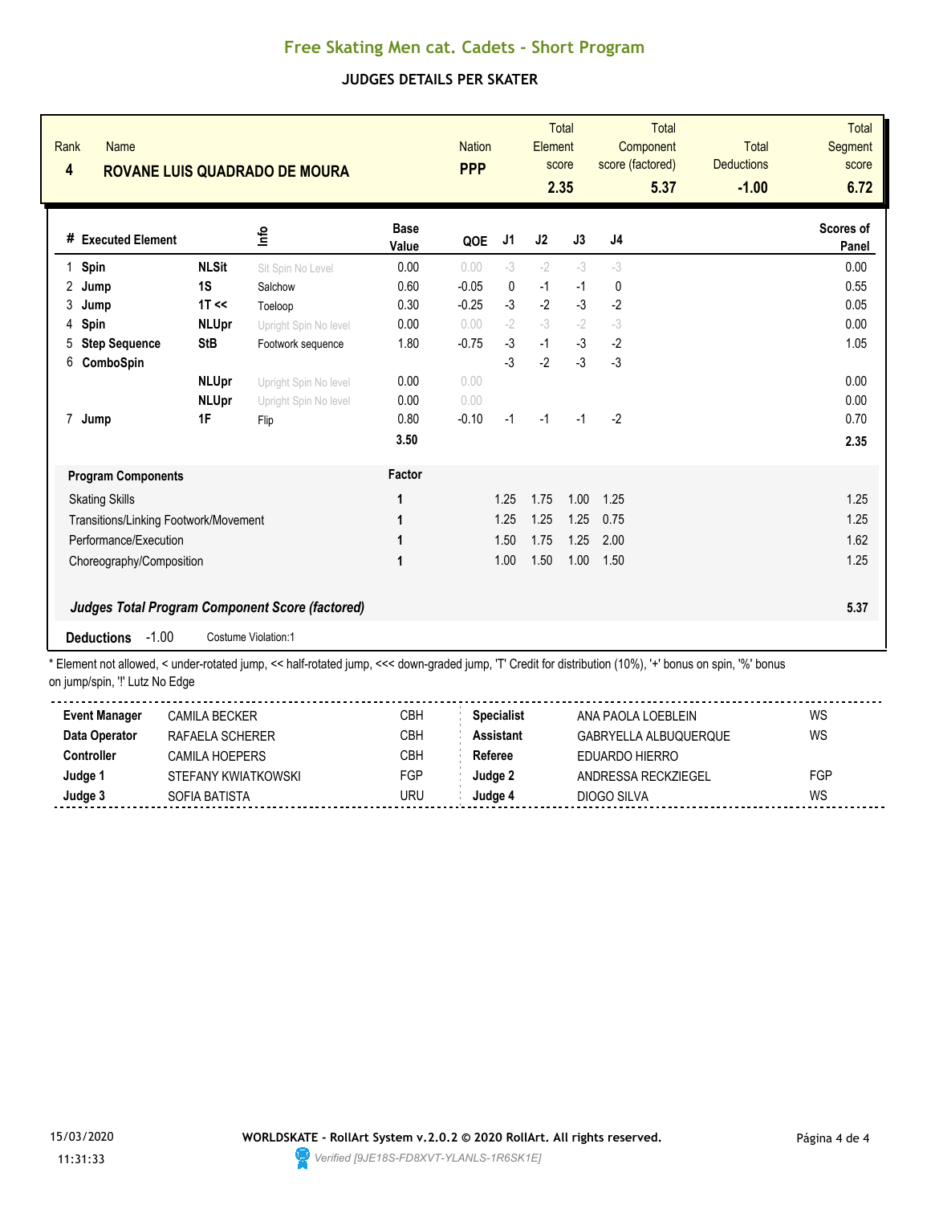# Free Skating Men cat. Cadets - Short Program

## JUDGES DETAILS PER SKATER

| Rank | Name | Nation | Total Element score | Total Component score (factored) | Total Deductions | Total Segment score |
|---|---|---|---|---|---|---|
| 4 | ROVANE LUIS QUADRADO DE MOURA | PPP | 2.35 | 5.37 | -1.00 | 6.72 |

| # | Executed Element | | Info | Base Value | QOE | J1 | J2 | J3 | J4 | Scores of Panel |
|---|---|---|---|---|---|---|---|---|---|---|
| 1 | Spin | NLSit | Sit Spin No Level | 0.00 | 0.00 | -3 | -2 | -3 | -3 | 0.00 |
| 2 | Jump | 1S | Salchow | 0.60 | -0.05 | 0 | -1 | -1 | 0 | 0.55 |
| 3 | Jump | 1T << | Toeloop | 0.30 | -0.25 | -3 | -2 | -3 | -2 | 0.05 |
| 4 | Spin | NLUpr | Upright Spin No level | 0.00 | 0.00 | -2 | -3 | -2 | -3 | 0.00 |
| 5 | Step Sequence | StB | Footwork sequence | 1.80 | -0.75 | -3 | -1 | -3 | -2 | 1.05 |
| 6 | ComboSpin | | | | | -3 | -2 | -3 | -3 | |
| | | NLUpr | Upright Spin No level | 0.00 | 0.00 | | | | | 0.00 |
| | | NLUpr | Upright Spin No level | 0.00 | 0.00 | | | | | 0.00 |
| 7 | Jump | 1F | Flip | 0.80 | -0.10 | -1 | -1 | -1 | -2 | 0.70 |
| | | | | 3.50 | | | | | | 2.35 |

| Program Components | Factor | J1 | J2 | J3 | J4 | Scores of Panel |
|---|---|---|---|---|---|---|
| Skating Skills | 1 | 1.25 | 1.75 | 1.00 | 1.25 | 1.25 |
| Transitions/Linking Footwork/Movement | 1 | 1.25 | 1.25 | 1.25 | 0.75 | 1.25 |
| Performance/Execution | 1 | 1.50 | 1.75 | 1.25 | 2.00 | 1.62 |
| Choreography/Composition | 1 | 1.00 | 1.50 | 1.00 | 1.50 | 1.25 |
| ***Judges Total Program Component Score (factored)*** | | | | | | 5.37 |

**Deductions** -1.00 Costume Violation:1

\* Element not allowed, < under-rotated jump, << half-rotated jump, <<< down-graded jump, 'T' Credit for distribution (10%), '+' bonus on spin, '%' bonus on jump/spin, '!' Lutz No Edge

| | | | | | |
|---|---|---|---|---|---|
| **Event Manager** | CAMILA BECKER | CBH | **Specialist** | ANA PAOLA LOEBLEIN | WS |
| **Data Operator** | RAFAELA SCHERER | CBH | **Assistant** | GABRYELLA ALBUQUERQUE | WS |
| **Controller** | CAMILA HOEPERS | CBH | **Referee** | EDUARDO HIERRO | |
| **Judge 1** | STEFANY KWIATKOWSKI | FGP | **Judge 2** | ANDRESSA RECKZIEGEL | FGP |
| **Judge 3** | SOFIA BATISTA | URU | **Judge 4** | DIOGO SILVA | WS |

15/03/2020 11:31:33

WORLDSKATE - RollArt System v.2.0.2 © 2020 RollArt. All rights reserved.

Verified [9JE18S-FD8XVT-YLANLS-1R6SK1E]